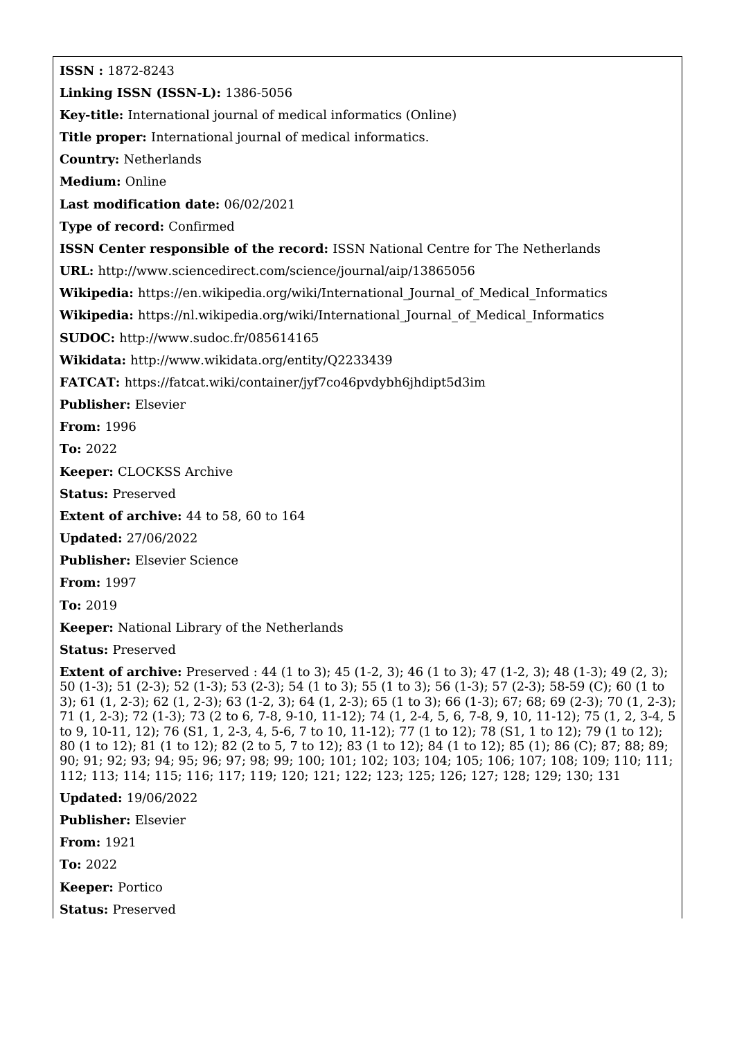**ISSN :** 1872-8243

**Linking ISSN (ISSN-L):** 1386-5056

**Key-title:** International journal of medical informatics (Online)

**Title proper:** International journal of medical informatics.

**Country:** Netherlands

**Medium:** Online

**Last modification date:** 06/02/2021

**Type of record:** Confirmed

**ISSN Center responsible of the record:** ISSN National Centre for The Netherlands

**URL:** http://www.sciencedirect.com/science/journal/aip/13865056

**Wikipedia:** https://en.wikipedia.org/wiki/International_Journal_of_Medical_Informatics

**Wikipedia:** https://nl.wikipedia.org/wiki/International_Journal_of_Medical_Informatics

**SUDOC:** http://www.sudoc.fr/085614165

**Wikidata:** http://www.wikidata.org/entity/Q2233439

**FATCAT:** https://fatcat.wiki/container/jyf7co46pvdybh6jhdipt5d3im

**Publisher:** Elsevier

**From:** 1996

**To:** 2022

**Keeper:** CLOCKSS Archive

**Status:** Preserved

**Extent of archive:** 44 to 58, 60 to 164

**Updated:** 27/06/2022

**Publisher:** Elsevier Science

**From:** 1997

**To:** 2019

**Keeper:** National Library of the Netherlands

**Status:** Preserved

**Extent of archive:** Preserved : 44 (1 to 3); 45 (1-2, 3); 46 (1 to 3); 47 (1-2, 3); 48 (1-3); 49 (2, 3); 50 (1-3); 51 (2-3); 52 (1-3); 53 (2-3); 54 (1 to 3); 55 (1 to 3); 56 (1-3); 57 (2-3); 58-59 (C); 60 (1 to 3); 61 (1, 2-3); 62 (1, 2-3); 63 (1-2, 3); 64 (1, 2-3); 65 (1 to 3); 66 (1-3); 67; 68; 69 (2-3); 70 (1, 2-3); 71 (1, 2-3); 72 (1-3); 73 (2 to 6, 7-8, 9-10, 11-12); 74 (1, 2-4, 5, 6, 7-8, 9, 10, 11-12); 75 (1, 2, 3-4, 5 to 9, 10-11, 12); 76 (S1, 1, 2-3, 4, 5-6, 7 to 10, 11-12); 77 (1 to 12); 78 (S1, 1 to 12); 79 (1 to 12); 80 (1 to 12); 81 (1 to 12); 82 (2 to 5, 7 to 12); 83 (1 to 12); 84 (1 to 12); 85 (1); 86 (C); 87; 88; 89; 90; 91; 92; 93; 94; 95; 96; 97; 98; 99; 100; 101; 102; 103; 104; 105; 106; 107; 108; 109; 110; 111; 112; 113; 114; 115; 116; 117; 119; 120; 121; 122; 123; 125; 126; 127; 128; 129; 130; 131

**Updated:** 19/06/2022

**Publisher:** Elsevier

**From:** 1921

**To:** 2022

**Keeper:** Portico

**Status:** Preserved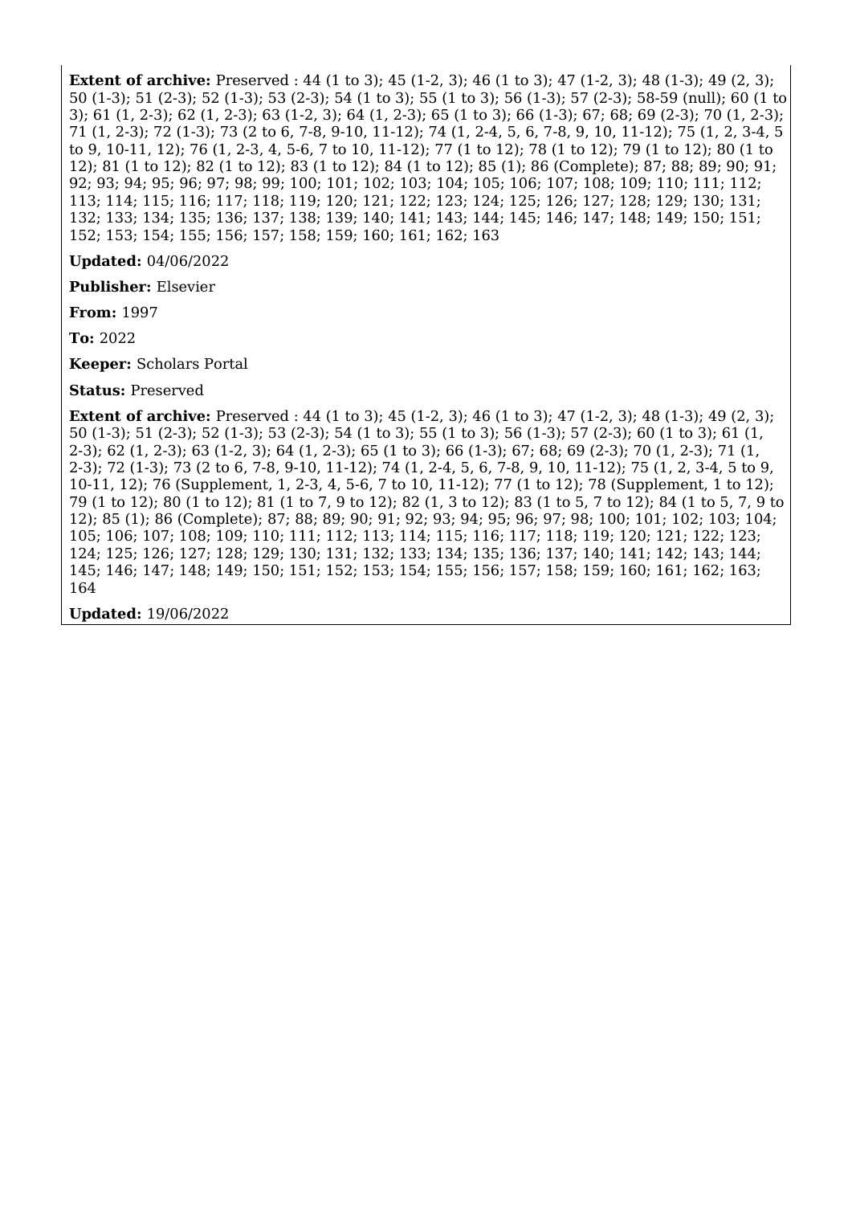**Extent of archive:** Preserved : 44 (1 to 3); 45 (1-2, 3); 46 (1 to 3); 47 (1-2, 3); 48 (1-3); 49 (2, 3); 50 (1-3); 51 (2-3); 52 (1-3); 53 (2-3); 54 (1 to 3); 55 (1 to 3); 56 (1-3); 57 (2-3); 58-59 (null); 60 (1 to 3); 61 (1, 2-3); 62 (1, 2-3); 63 (1-2, 3); 64 (1, 2-3); 65 (1 to 3); 66 (1-3); 67; 68; 69 (2-3); 70 (1, 2-3); 71 (1, 2-3); 72 (1-3); 73 (2 to 6, 7-8, 9-10, 11-12); 74 (1, 2-4, 5, 6, 7-8, 9, 10, 11-12); 75 (1, 2, 3-4, 5 to 9, 10-11, 12); 76 (1, 2-3, 4, 5-6, 7 to 10, 11-12); 77 (1 to 12); 78 (1 to 12); 79 (1 to 12); 80 (1 to 12); 81 (1 to 12); 82 (1 to 12); 83 (1 to 12); 84 (1 to 12); 85 (1); 86 (Complete); 87; 88; 89; 90; 91; 92; 93; 94; 95; 96; 97; 98; 99; 100; 101; 102; 103; 104; 105; 106; 107; 108; 109; 110; 111; 112; 113; 114; 115; 116; 117; 118; 119; 120; 121; 122; 123; 124; 125; 126; 127; 128; 129; 130; 131; 132; 133; 134; 135; 136; 137; 138; 139; 140; 141; 143; 144; 145; 146; 147; 148; 149; 150; 151; 152; 153; 154; 155; 156; 157; 158; 159; 160; 161; 162; 163

**Updated:** 04/06/2022

**Publisher:** Elsevier

**From:** 1997

**To:** 2022

**Keeper:** Scholars Portal

**Status:** Preserved

**Extent of archive:** Preserved : 44 (1 to 3); 45 (1-2, 3); 46 (1 to 3); 47 (1-2, 3); 48 (1-3); 49 (2, 3); 50 (1-3); 51 (2-3); 52 (1-3); 53 (2-3); 54 (1 to 3); 55 (1 to 3); 56 (1-3); 57 (2-3); 60 (1 to 3); 61 (1, 2-3); 62 (1, 2-3); 63 (1-2, 3); 64 (1, 2-3); 65 (1 to 3); 66 (1-3); 67; 68; 69 (2-3); 70 (1, 2-3); 71 (1, 2-3); 72 (1-3); 73 (2 to 6, 7-8, 9-10, 11-12); 74 (1, 2-4, 5, 6, 7-8, 9, 10, 11-12); 75 (1, 2, 3-4, 5 to 9, 10-11, 12); 76 (Supplement, 1, 2-3, 4, 5-6, 7 to 10, 11-12); 77 (1 to 12); 78 (Supplement, 1 to 12); 79 (1 to 12); 80 (1 to 12); 81 (1 to 7, 9 to 12); 82 (1, 3 to 12); 83 (1 to 5, 7 to 12); 84 (1 to 5, 7, 9 to 12); 85 (1); 86 (Complete); 87; 88; 89; 90; 91; 92; 93; 94; 95; 96; 97; 98; 100; 101; 102; 103; 104; 105; 106; 107; 108; 109; 110; 111; 112; 113; 114; 115; 116; 117; 118; 119; 120; 121; 122; 123; 124; 125; 126; 127; 128; 129; 130; 131; 132; 133; 134; 135; 136; 137; 140; 141; 142; 143; 144; 145; 146; 147; 148; 149; 150; 151; 152; 153; 154; 155; 156; 157; 158; 159; 160; 161; 162; 163; 164

**Updated:** 19/06/2022